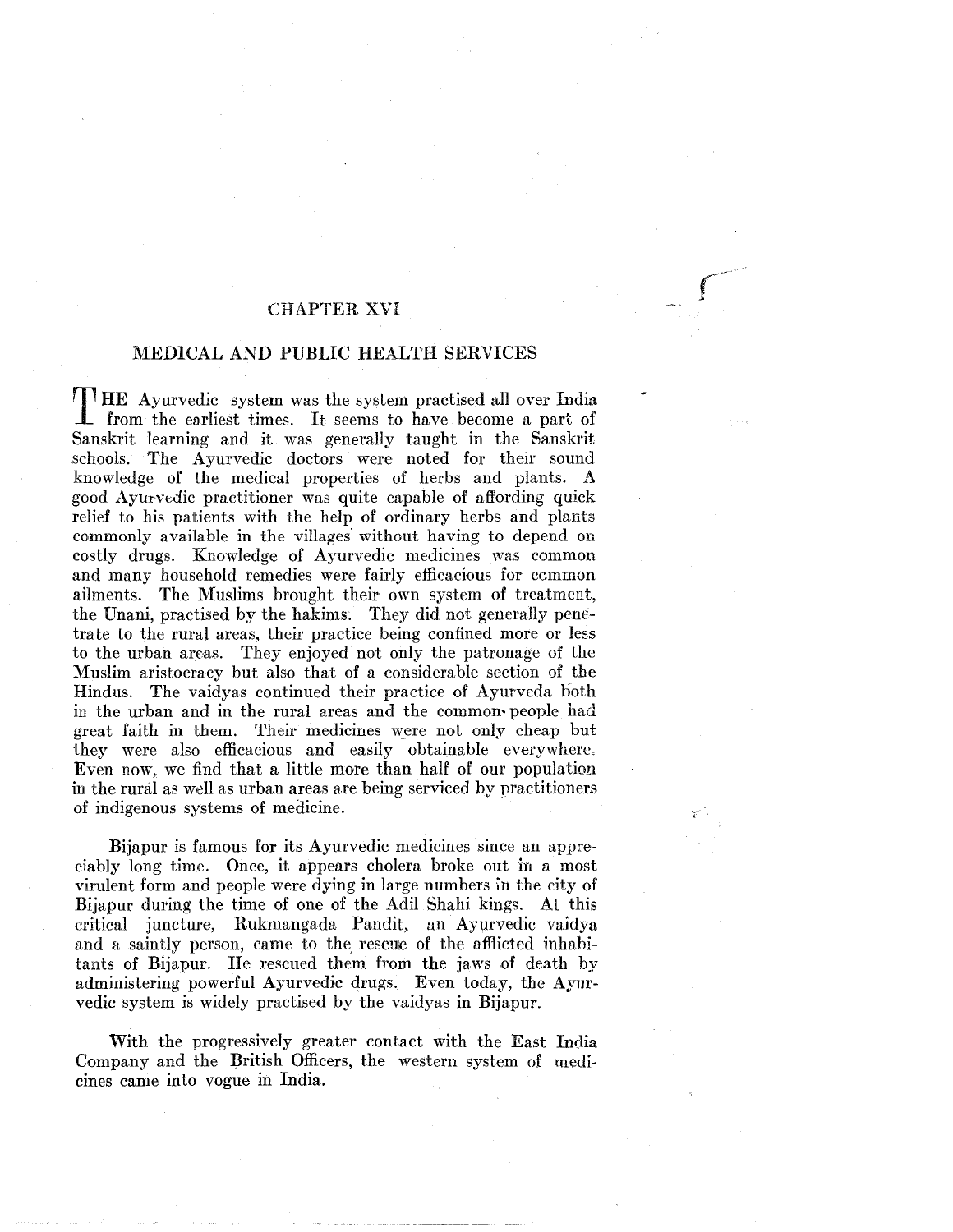# CHAPTER XVI

## MEDICAL AND PUBLIC HEALTH SERVICES

THE Ayurvedic system was the system practised all over India from the earliest times. It seems to have become a part of Sanskrit learning and it was generally taught in the Sanskrit schools. The Ayurvedic doctors were noted for their sound knowledge of the medical properties of herbs and plants. A good Ayurvedic practitioner was quite capable of affording quick relief to his patients with the help of ordinary herbs and plants commonly available in the villages without having to depend on costly drugs. Knowledge of Ayurvedic medicines was common and many household remedies were fairly efficacious for common ailments. The Muslims brought their own system of treatment, the Unani, practised by the hakims. They did not generally penetrate to the rural areas, their practice being confined more or less to the urban areas. They enjoyed not only the patronage of the Muslim aristocracy but also that of a considerable section of the Hindus. The vaidyas continued their practice of Ayurveda both in the urban and in the rural areas and the common people had great faith in them. Their medicines were not only cheap but they were also efficacious and easily obtainable everywhere. Even now, we find that a little more than half of our population in the rural as well as urban areas are being serviced by practitioners of indigenous systems of medicine.

Bijapur is famous for its Ayurvedic medicines since an appreciably long time. Once, it appears cholera broke out in a most virulent form and people were dying in large numbers in the city of Bijapur during the time of one of the Adil Shahi kings. At this critical juncture, Rukmangada Pandit, an Ayurvedic vaidya and a saintly person, came to the rescue of the afflicted inhabitants of Bijapur. He rescued them from the jaws of death by administering powerful Ayurvedic drugs. Even today, the Ayurvedic system is widely practised by the vaidyas in Bijapur.

With the progressively greater contact with the East India Company and the British Officers, the western system of medicines came into vogue in India.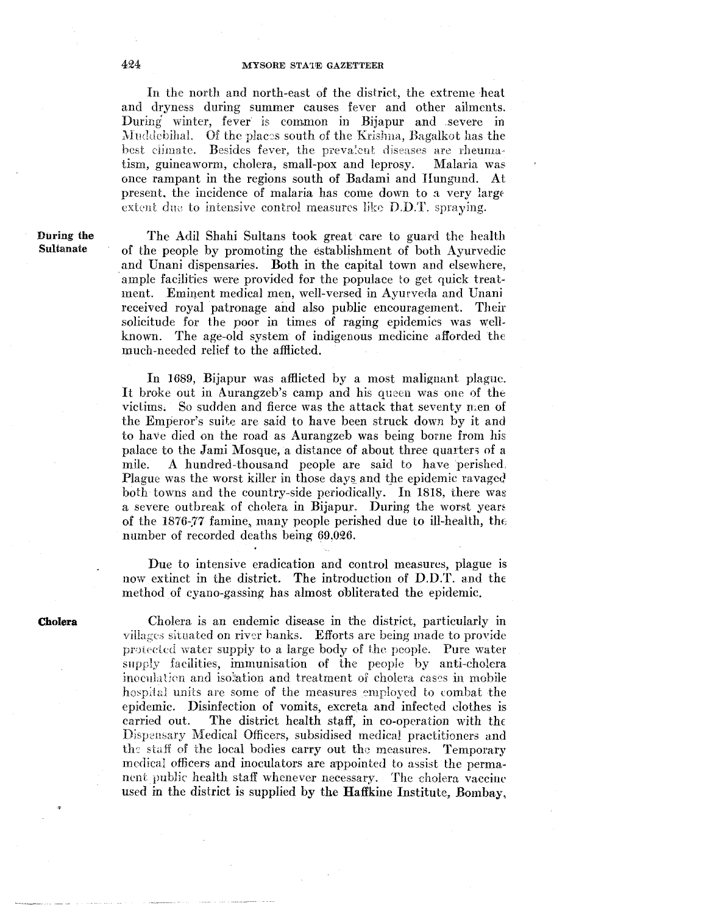In the north and north-east of the district, the extreme heat and dryness during summer causes fever and other ailments. During winter, fever is common in Bijapur and severe in Muddebihal. Of the places south of the Krishna, Bagalkot has the best climate. Besides fever, the prevalent diseases are rheumatism, guineaworm, cholera, small-pox and leprosy. Malaria was once rampant in the regions south of Badami and Hungund. At present, the incidence of malaria has come down to a very large extent due to intensive control measures like D.D.T. spraying.

**During the Sultanate**

The Adil Shahi Sultans took great care to guard the health of the people by promoting the establishment of both Ayurvedic and Unani dispensaries. Both in the capital town and elsewhere, ample facilities were provided for the populace to get quick treatment. Eminent medical men, well-versed in Ayurveda and Unani received royal patronage and also public encouragement. Their solicitude for the poor in times of raging epidemics was well-known. The age-old system of indigenous medicine afforded the much-needed relief to the afflicted.

In 1689, Bijapur was afflicted by a most malignant plague. It broke out in Aurangzeb's camp and his queen was one of the victims. So sudden and fierce was the attack that seventy men of the Emperor's suite are said to have been struck down by it and to have died on the road as Aurangzeb was being borne from his palace to the Jami Mosque, a distance of about three quarters of a mile. A hundred-thousand people are said to have perished. Plague was the worst killer in those days and the epidemic ravaged both towns and the country-side periodically. In 1818, there was a severe outbreak of cholera in Bijapur. During the worst years of the 1876-77 famine, many people perished due to ill-health, the number of recorded deaths being 69,026.

Due to intensive eradication and control measures, plague is now extinct in the district. The introduction of D.D.T. and the method of cyano-gassing has almost obliterated the epidemic.

**Cholera**

Cholera is an endemic disease in the district, particularly in villages situated on river banks. Efforts are being made to provide protected water supply to a large body of the people. Pure water supply facilities, immunisation of the people by anti-cholera inoculation and isolation and treatment of cholera cases in mobile hospital units are some of the measures employed to combat the epidemic. Disinfection of vomits, excreta and infected clothes is carried out. The district health staff, in co-operation with the Dispensary Medical Officers, subsidised medical practitioners and the staff of the local bodies carry out the measures. Temporary medical officers and inoculators are appointed to assist the permanent public health staff whenever necessary. The cholera vaccine used in the district is supplied by the Haffkine Institute, Bombay,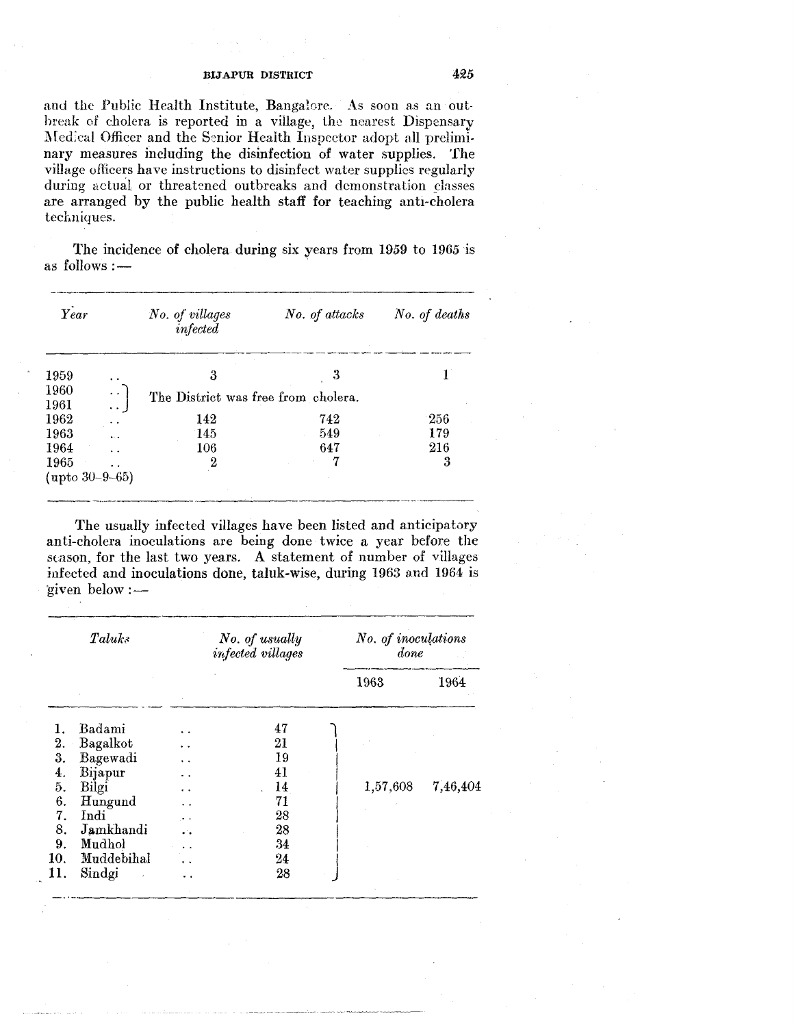and the Public Health Institute, Bangalore. As soon as an outbreak of cholera is reported in a village, the nearest Dispensary Medical Officer and the Senior Health Inspector adopt all preliminary measures including the disinfection of water supplies. The village officers have instructions to disinfect water supplies regularly during actual or threatened outbreaks and demonstration classes are arranged by the public health staff for teaching anti-cholera techniques.

The incidence of cholera during six years from 1959 to 1965 is as follows :—

| *Year* | *No. of villages infected* | *No. of attacks* | *No. of deaths* |
|---|---|---|---|
| 1959 .. | 3 | 3 | 1 |
| 1960 .. | The District was free from cholera. | | |
| 1961 .. | | | |
| 1962 .. | 142 | 742 | 256 |
| 1963 .. | 145 | 549 | 179 |
| 1964 .. | 106 | 647 | 216 |
| 1965 .. (upto 30-9-65) | 2 | 7 | 3 |

The usually infected villages have been listed and anticipatory anti-cholera inoculations are being done twice a year before the season, for the last two years. A statement of number of villages infected and inoculations done, taluk-wise, during 1963 and 1964 is given below :—

| *Taluks* | *No. of usually infected villages* | *No. of inoculations done* | |
|---|---|---|---|
| | | 1963 | 1964 |
| 1. Badami .. | 47 | 1,57,608 | 7,46,404 |
| 2. Bagalkot .. | 21 | | |
| 3. Bagewadi .. | 19 | | |
| 4. Bijapur .. | 41 | | |
| 5. Bilgi .. | 14 | | |
| 6. Hungund .. | 71 | | |
| 7. Indi .. | 28 | | |
| 8. Jamkhandi .. | 28 | | |
| 9. Mudhol .. | 34 | | |
| 10. Muddebihal .. | 24 | | |
| 11. Sindgi .. | 28 | | |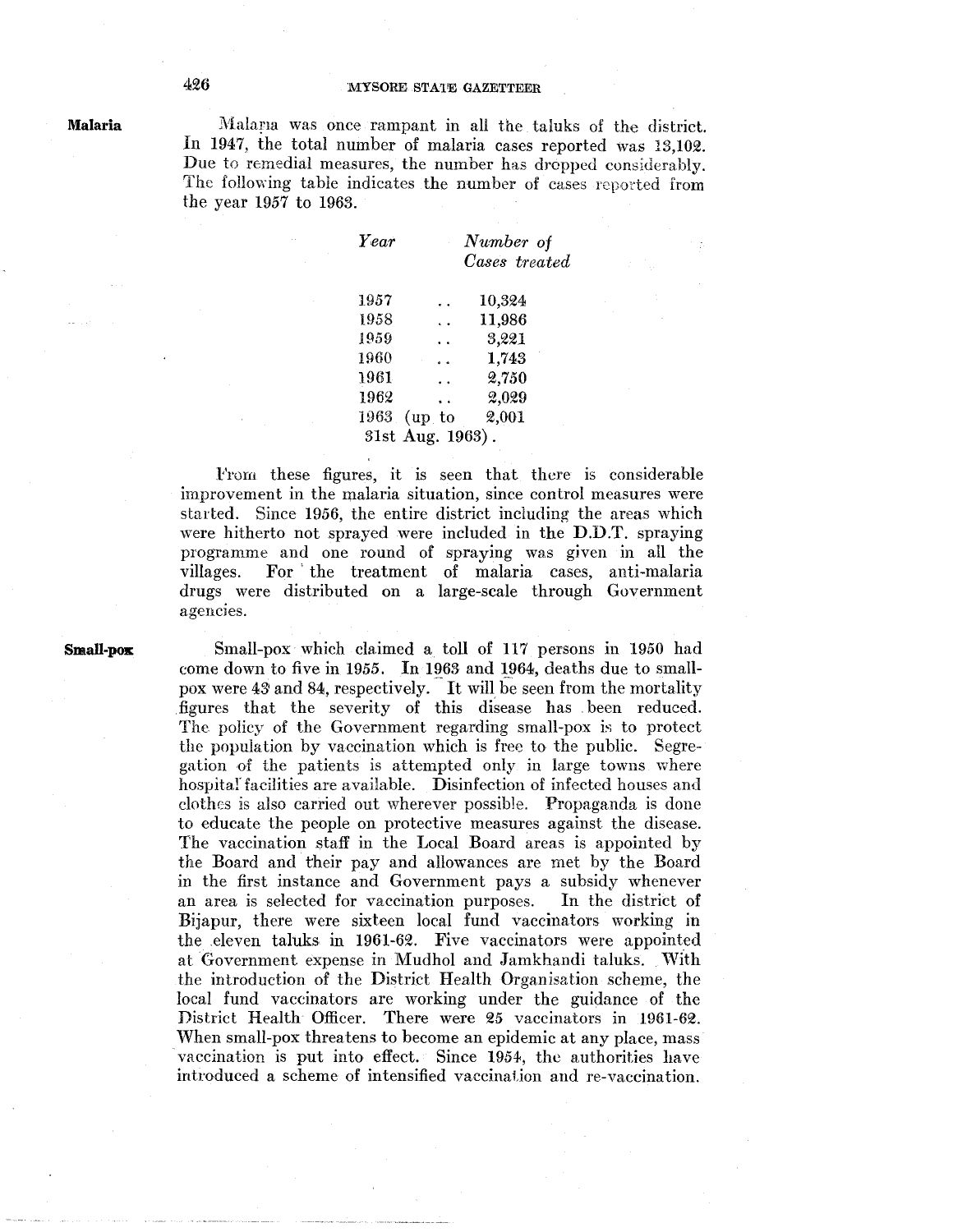**Malaria**

Malaria was once rampant in all the taluks of the district. In 1947, the total number of malaria cases reported was 13,102. Due to remedial measures, the number has dropped considerably. The following table indicates the number of cases reported from the year 1957 to 1963.

| *Year* | *Number of Cases treated* |
|---|---|
| 1957 | 10,324 |
| 1958 | 11,986 |
| 1959 | 3,221 |
| 1960 | 1,743 |
| 1961 | 2,750 |
| 1962 | 2,029 |
| 1963 (up to 31st Aug. 1963). | 2,001 |

From these figures, it is seen that there is considerable improvement in the malaria situation, since control measures were started. Since 1956, the entire district including the areas which were hitherto not sprayed were included in the D.D.T. spraying programme and one round of spraying was given in all the villages. For the treatment of malaria cases, anti-malaria drugs were distributed on a large-scale through Government agencies.

**Small-pox**

Small-pox which claimed a toll of 117 persons in 1950 had come down to five in 1955. In 1963 and 1964, deaths due to small-pox were 43 and 84, respectively. It will be seen from the mortality figures that the severity of this disease has been reduced. The policy of the Government regarding small-pox is to protect the population by vaccination which is free to the public. Segregation of the patients is attempted only in large towns where hospital facilities are available. Disinfection of infected houses and clothes is also carried out wherever possible. Propaganda is done to educate the people on protective measures against the disease. The vaccination staff in the Local Board areas is appointed by the Board and their pay and allowances are met by the Board in the first instance and Government pays a subsidy whenever an area is selected for vaccination purposes. In the district of Bijapur, there were sixteen local fund vaccinators working in the eleven taluks in 1961-62. Five vaccinators were appointed at Government expense in Mudhol and Jamkhandi taluks. With the introduction of the District Health Organisation scheme, the local fund vaccinators are working under the guidance of the District Health Officer. There were 25 vaccinators in 1961-62. When small-pox threatens to become an epidemic at any place, mass vaccination is put into effect. Since 1954, the authorities have introduced a scheme of intensified vaccination and re-vaccination.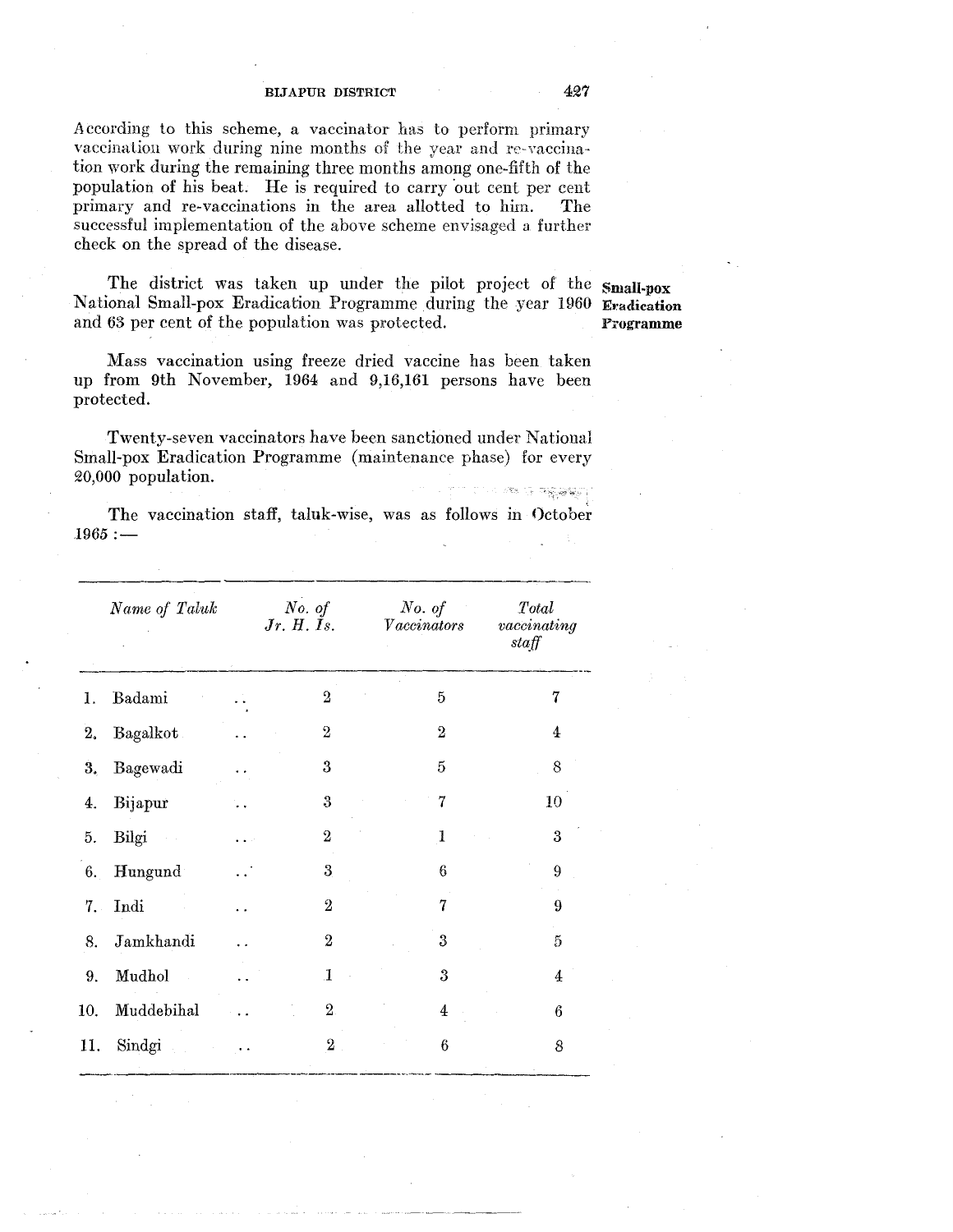According to this scheme, a vaccinator has to perform primary vaccination work during nine months of the year and re-vaccination work during the remaining three months among one-fifth of the population of his beat. He is required to carry out cent per cent primary and re-vaccinations in the area allotted to him. The successful implementation of the above scheme envisaged a further check on the spread of the disease.

**Small-pox Eradication Programme**

The district was taken up under the pilot project of the National Small-pox Eradication Programme during the year 1960 and 63 per cent of the population was protected.

Mass vaccination using freeze dried vaccine has been taken up from 9th November, 1964 and 9,16,161 persons have been protected.

Twenty-seven vaccinators have been sanctioned under National Small-pox Eradication Programme (maintenance phase) for every 20,000 population.

The vaccination staff, taluk-wise, was as follows in October 1965 :—

| *Name of Taluk* | *No. of Jr. H. Is.* | *No. of Vaccinators* | *Total vaccinating staff* |
|---|---|---|---|
| 1. Badami .. | 2 | 5 | 7 |
| 2. Bagalkot .. | 2 | 2 | 4 |
| 3. Bagewadi .. | 3 | 5 | 8 |
| 4. Bijapur .. | 3 | 7 | 10 |
| 5. Bilgi .. | 2 | 1 | 3 |
| 6. Hungund .. | 3 | 6 | 9 |
| 7. Indi .. | 2 | 7 | 9 |
| 8. Jamkhandi .. | 2 | 3 | 5 |
| 9. Mudhol .. | 1 | 3 | 4 |
| 10. Muddebihal .. | 2 | 4 | 6 |
| 11. Sindgi .. | 2 | 6 | 8 |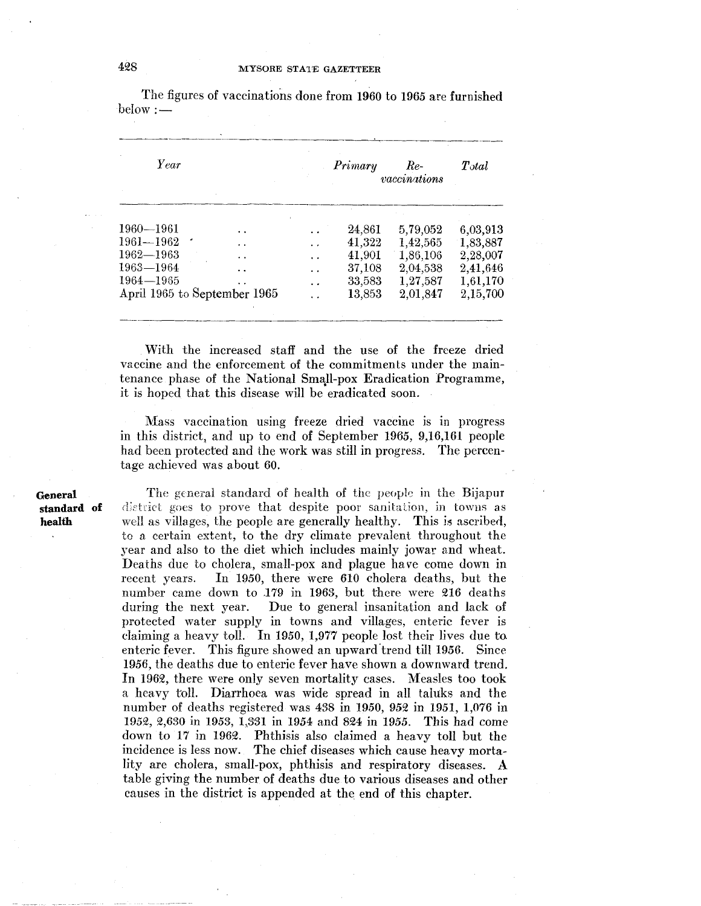The figures of vaccinations done from 1960 to 1965 are furnished below :—

| *Year* | *Primary* | *Re-vaccinations* | *Total* |
|---|---|---|---|
| 1960—1961 | 24,861 | 5,79,052 | 6,03,913 |
| 1961—1962 | 41,322 | 1,42,565 | 1,83,887 |
| 1962—1963 | 41,901 | 1,86,106 | 2,28,007 |
| 1963—1964 | 37,108 | 2,04,538 | 2,41,646 |
| 1964—1965 | 33,583 | 1,27,587 | 1,61,170 |
| April 1965 to September 1965 | 13,853 | 2,01,847 | 2,15,700 |

With the increased staff and the use of the freeze dried vaccine and the enforcement of the commitments under the maintenance phase of the National Small-pox Eradication Programme, it is hoped that this disease will be eradicated soon.

Mass vaccination using freeze dried vaccine is in progress in this district, and up to end of September 1965, 9,16,161 people had been protected and the work was still in progress. The percentage achieved was about 60.

**General standard of health**

The general standard of health of the people in the Bijapur district goes to prove that despite poor sanitation, in towns as well as villages, the people are generally healthy. This is ascribed, to a certain extent, to the dry climate prevalent throughout the year and also to the diet which includes mainly jowar and wheat. Deaths due to cholera, small-pox and plague have come down in recent years. In 1950, there were 610 cholera deaths, but the number came down to 179 in 1963, but there were 216 deaths during the next year. Due to general insanitation and lack of protected water supply in towns and villages, enteric fever is claiming a heavy toll. In 1950, 1,977 people lost their lives due to enteric fever. This figure showed an upward trend till 1956. Since 1956, the deaths due to enteric fever have shown a downward trend. In 1962, there were only seven mortality cases. Measles too took a heavy toll. Diarrhoea was wide spread in all taluks and the number of deaths registered was 438 in 1950, 952 in 1951, 1,076 in 1952, 2,630 in 1953, 1,331 in 1954 and 824 in 1955. This had come down to 17 in 1962. Phthisis also claimed a heavy toll but the incidence is less now. The chief diseases which cause heavy mortality are cholera, small-pox, phthisis and respiratory diseases. A table giving the number of deaths due to various diseases and other causes in the district is appended at the end of this chapter.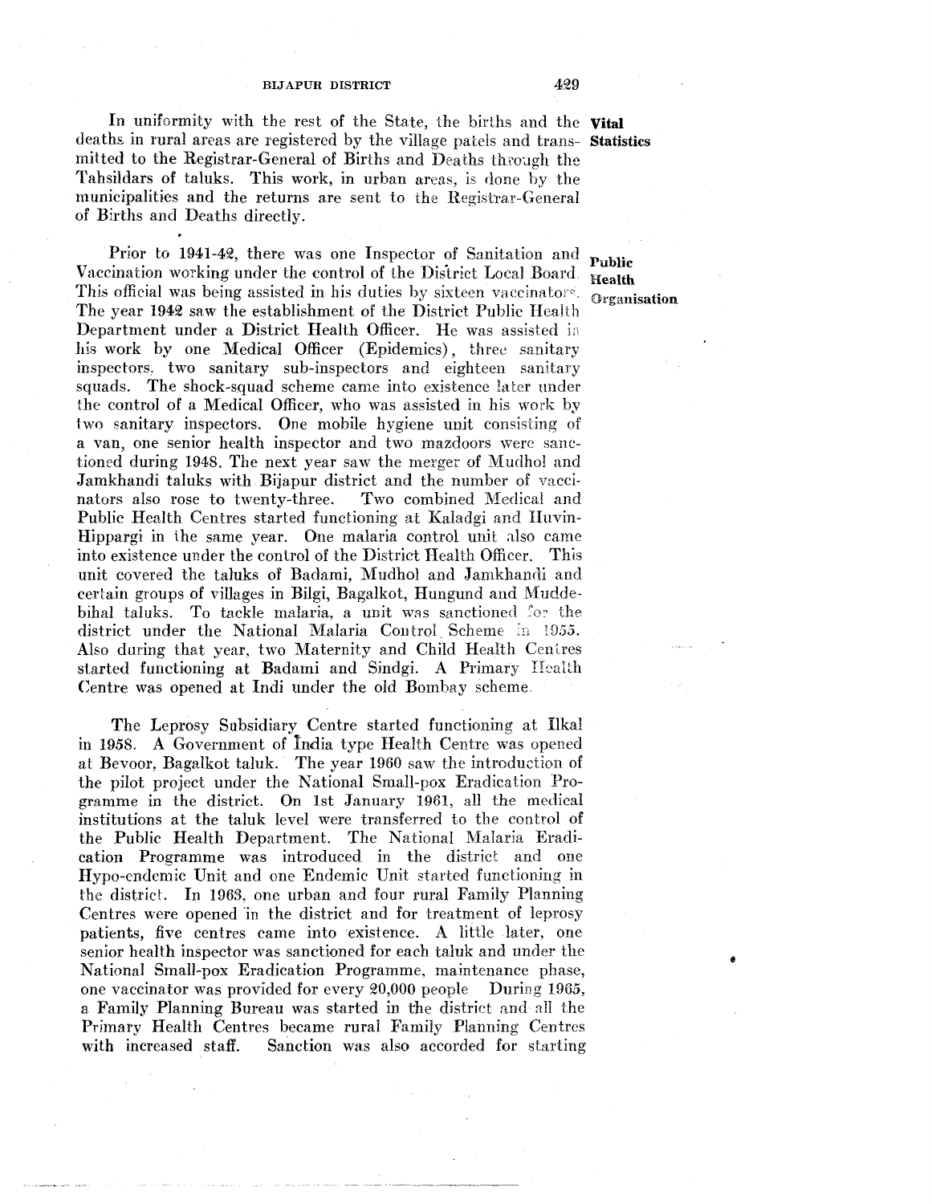**Vital Statistics**

In uniformity with the rest of the State, the births and the deaths in rural areas are registered by the village patels and transmitted to the Registrar-General of Births and Deaths through the Tahsildars of taluks. This work, in urban areas, is done by the municipalities and the returns are sent to the Registrar-General of Births and Deaths directly.

**Public Health Organisation**

Prior to 1941-42, there was one Inspector of Sanitation and Vaccination working under the control of the District Local Board. This official was being assisted in his duties by sixteen vaccinators. The year 1942 saw the establishment of the District Public Health Department under a District Health Officer. He was assisted in his work by one Medical Officer (Epidemics), three sanitary inspectors, two sanitary sub-inspectors and eighteen sanitary squads. The shock-squad scheme came into existence later under the control of a Medical Officer, who was assisted in his work by two sanitary inspectors. One mobile hygiene unit consisting of a van, one senior health inspector and two mazdoors were sanctioned during 1948. The next year saw the merger of Mudhol and Jamkhandi taluks with Bijapur district and the number of vaccinators also rose to twenty-three. Two combined Medical and Public Health Centres started functioning at Kaladgi and Huvin-Hippargi in the same year. One malaria control unit also came into existence under the control of the District Health Officer. This unit covered the taluks of Badami, Mudhol and Jamkhandi and certain groups of villages in Bilgi, Bagalkot, Hungund and Muddebihal taluks. To tackle malaria, a unit was sanctioned for the district under the National Malaria Control Scheme in 1955. Also during that year, two Maternity and Child Health Centres started functioning at Badami and Sindgi. A Primary Health Centre was opened at Indi under the old Bombay scheme.

The Leprosy Subsidiary Centre started functioning at Ilkal in 1958. A Government of India type Health Centre was opened at Bevoor, Bagalkot taluk. The year 1960 saw the introduction of the pilot project under the National Small-pox Eradication Programme in the district. On 1st January 1961, all the medical institutions at the taluk level were transferred to the control of the Public Health Department. The National Malaria Eradication Programme was introduced in the district and one Hypo-endemic Unit and one Endemic Unit started functioning in the district. In 1963, one urban and four rural Family Planning Centres were opened in the district and for treatment of leprosy patients, five centres came into existence. A little later, one senior health inspector was sanctioned for each taluk and under the National Small-pox Eradication Programme, maintenance phase, one vaccinator was provided for every 20,000 people. During 1965, a Family Planning Bureau was started in the district and all the Primary Health Centres became rural Family Planning Centres with increased staff. Sanction was also accorded for starting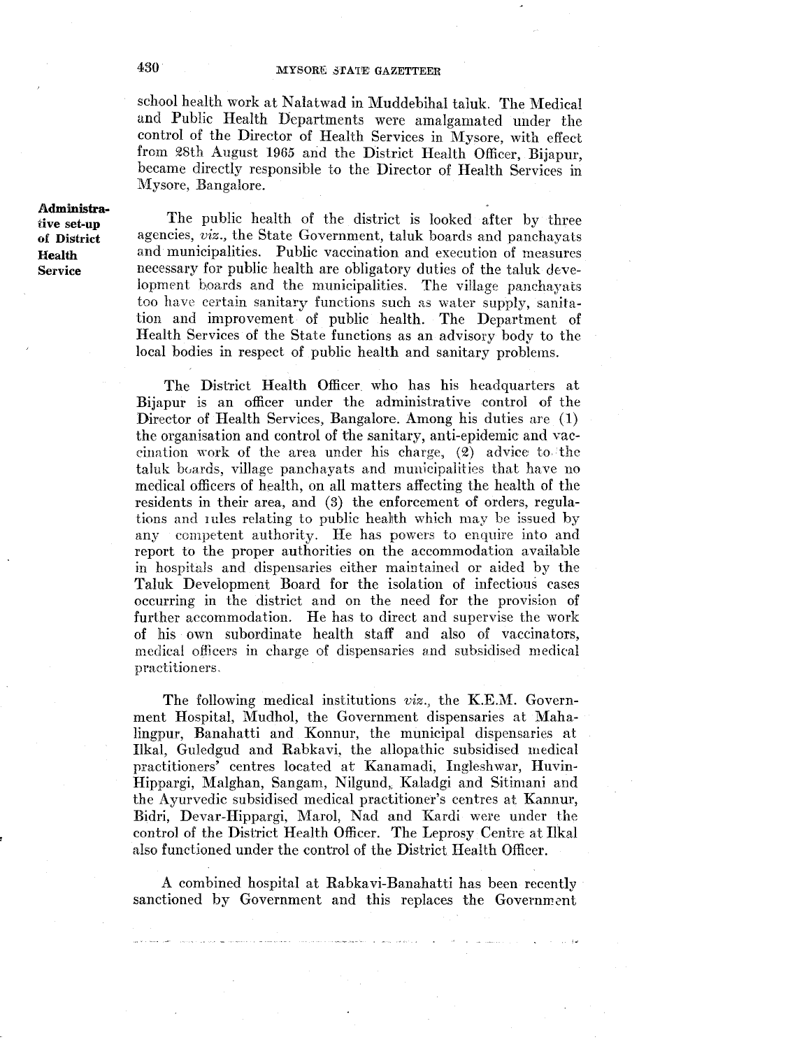school health work at Nalatwad in Muddebihal taluk. The Medical and Public Health Departments were amalgamated under the control of the Director of Health Services in Mysore, with effect from 28th August 1965 and the District Health Officer, Bijapur, became directly responsible to the Director of Health Services in Mysore, Bangalore.

**Administrative set-up of District Health Service**

The public health of the district is looked after by three agencies, *viz.*, the State Government, taluk boards and panchayats and municipalities. Public vaccination and execution of measures necessary for public health are obligatory duties of the taluk development boards and the municipalities. The village panchayats too have certain sanitary functions such as water supply, sanitation and improvement of public health. The Department of Health Services of the State functions as an advisory body to the local bodies in respect of public health and sanitary problems.

The District Health Officer who has his headquarters at Bijapur is an officer under the administrative control of the Director of Health Services, Bangalore. Among his duties are (1) the organisation and control of the sanitary, anti-epidemic and vaccination work of the area under his charge, (2) advice to the taluk boards, village panchayats and municipalities that have no medical officers of health, on all matters affecting the health of the residents in their area, and (3) the enforcement of orders, regulations and rules relating to public health which may be issued by any competent authority. He has powers to enquire into and report to the proper authorities on the accommodation available in hospitals and dispensaries either maintained or aided by the Taluk Development Board for the isolation of infectious cases occurring in the district and on the need for the provision of further accommodation. He has to direct and supervise the work of his own subordinate health staff and also of vaccinators, medical officers in charge of dispensaries and subsidised medical practitioners.

The following medical institutions *viz.*, the K.E.M. Government Hospital, Mudhol, the Government dispensaries at Mahalingpur, Banahatti and Konnur, the municipal dispensaries at Ilkal, Guledgud and Rabkavi, the allopathic subsidised medical practitioners' centres located at Kanamadi, Ingleshwar, Huvin-Hippargi, Malghan, Sangam, Nilgund, Kaladgi and Sitimani and the Ayurvedic subsidised medical practitioner's centres at Kannur, Bidri, Devar-Hippargi, Marol, Nad and Kardi were under the control of the District Health Officer. The Leprosy Centre at Ilkal also functioned under the control of the District Health Officer.

A combined hospital at Rabkavi-Banahatti has been recently sanctioned by Government and this replaces the Government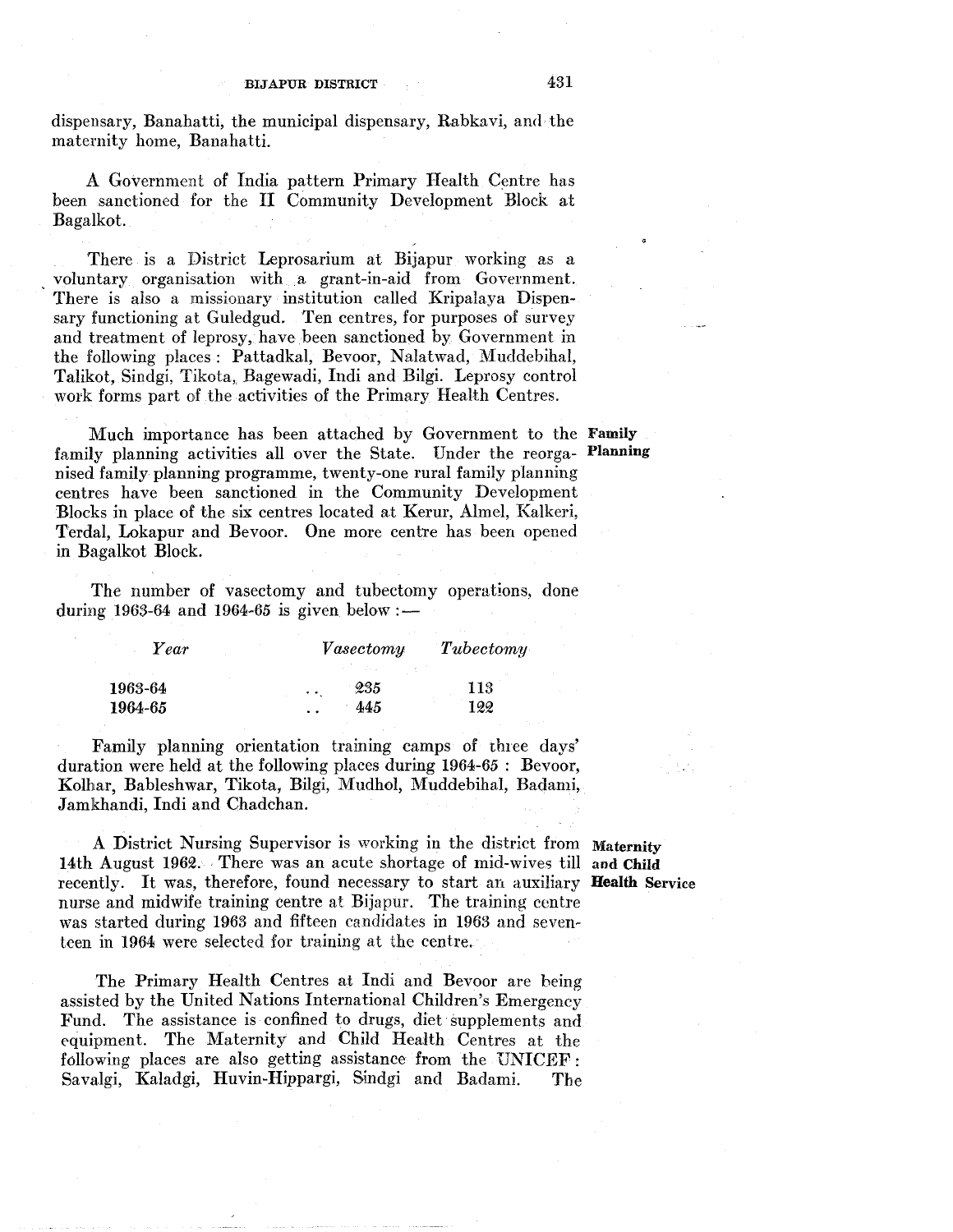dispensary, Banahatti, the municipal dispensary, Rabkavi, and the maternity home, Banahatti.

A Government of India pattern Primary Health Centre has been sanctioned for the II Community Development Block at Bagalkot.

There is a District Leprosarium at Bijapur working as a voluntary organisation with a grant-in-aid from Government. There is also a missionary institution called Kripalaya Dispensary functioning at Guledgud. Ten centres, for purposes of survey and treatment of leprosy, have been sanctioned by Government in the following places: Pattadkal, Bevoor, Nalatwad, Muddebihal, Talikot, Sindgi, Tikota, Bagewadi, Indi and Bilgi. Leprosy control work forms part of the activities of the Primary Health Centres.

**Family Planning**

Much importance has been attached by Government to the family planning activities all over the State. Under the reorganised family planning programme, twenty-one rural family planning centres have been sanctioned in the Community Development Blocks in place of the six centres located at Kerur, Almel, Kalkeri, Terdal, Lokapur and Bevoor. One more centre has been opened in Bagalkot Block.

The number of vasectomy and tubectomy operations, done during 1963-64 and 1964-65 is given below:—

| *Year* | *Vasectomy* | *Tubectomy* |
|---|---|---|
| 1963-64 | 235 | 113 |
| 1964-65 | 445 | 122 |

Family planning orientation training camps of three days' duration were held at the following places during 1964-65: Bevoor, Kolhar, Bableshwar, Tikota, Bilgi, Mudhol, Muddebihal, Badami, Jamkhandi, Indi and Chadchan.

**Maternity and Child Health Service**

A District Nursing Supervisor is working in the district from 14th August 1962. There was an acute shortage of mid-wives till recently. It was, therefore, found necessary to start an auxiliary nurse and midwife training centre at Bijapur. The training centre was started during 1963 and fifteen candidates in 1963 and seventeen in 1964 were selected for training at the centre.

The Primary Health Centres at Indi and Bevoor are being assisted by the United Nations International Children's Emergency Fund. The assistance is confined to drugs, diet supplements and equipment. The Maternity and Child Health Centres at the following places are also getting assistance from the UNICEF: Savalgi, Kaladgi, Huvin-Hippargi, Sindgi and Badami. The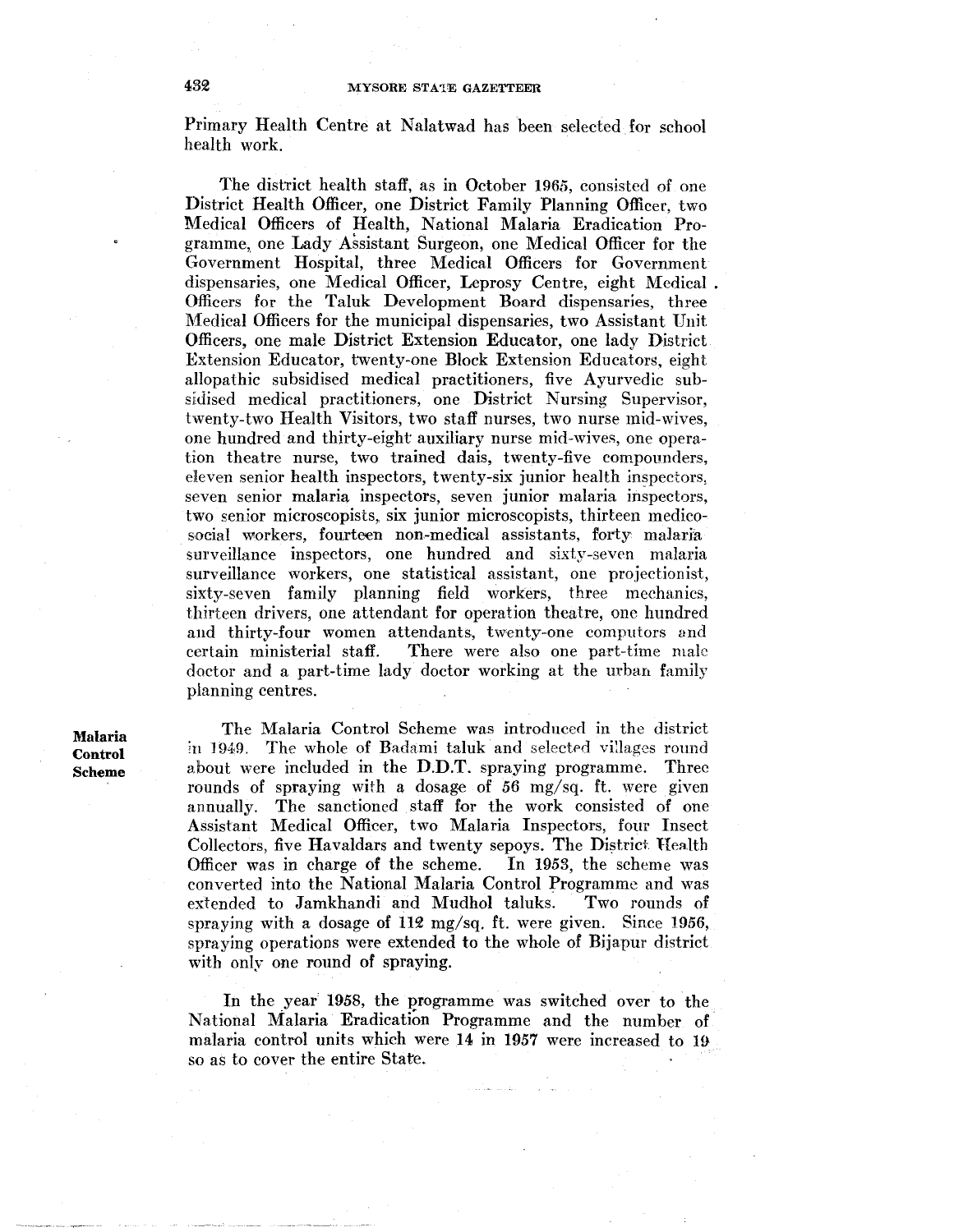Primary Health Centre at Nalatwad has been selected for school health work.

The district health staff, as in October 1965, consisted of one District Health Officer, one District Family Planning Officer, two Medical Officers of Health, National Malaria Eradication Programme, one Lady Assistant Surgeon, one Medical Officer for the Government Hospital, three Medical Officers for Government dispensaries, one Medical Officer, Leprosy Centre, eight Medical Officers for the Taluk Development Board dispensaries, three Medical Officers for the municipal dispensaries, two Assistant Unit Officers, one male District Extension Educator, one lady District Extension Educator, twenty-one Block Extension Educators, eight allopathic subsidised medical practitioners, five Ayurvedic subsidised medical practitioners, one District Nursing Supervisor, twenty-two Health Visitors, two staff nurses, two nurse mid-wives, one hundred and thirty-eight auxiliary nurse mid-wives, one operation theatre nurse, two trained dais, twenty-five compounders, eleven senior health inspectors, twenty-six junior health inspectors, seven senior malaria inspectors, seven junior malaria inspectors, two senior microscopists, six junior microscopists, thirteen medico-social workers, fourteen non-medical assistants, forty malaria surveillance inspectors, one hundred and sixty-seven malaria surveillance workers, one statistical assistant, one projectionist, sixty-seven family planning field workers, three mechanics, thirteen drivers, one attendant for operation theatre, one hundred and thirty-four women attendants, twenty-one computors and certain ministerial staff. There were also one part-time male doctor and a part-time lady doctor working at the urban family planning centres.

**Malaria Control Scheme**

The Malaria Control Scheme was introduced in the district in 1949. The whole of Badami taluk and selected villages round about were included in the D.D.T. spraying programme. Three rounds of spraying with a dosage of 56 mg/sq. ft. were given annually. The sanctioned staff for the work consisted of one Assistant Medical Officer, two Malaria Inspectors, four Insect Collectors, five Havaldars and twenty sepoys. The District Health Officer was in charge of the scheme. In 1953, the scheme was converted into the National Malaria Control Programme and was extended to Jamkhandi and Mudhol taluks. Two rounds of spraying with a dosage of 112 mg/sq. ft. were given. Since 1956, spraying operations were extended to the whole of Bijapur district with only one round of spraying.

In the year 1958, the programme was switched over to the National Malaria Eradication Programme and the number of malaria control units which were 14 in 1957 were increased to 19 so as to cover the entire State.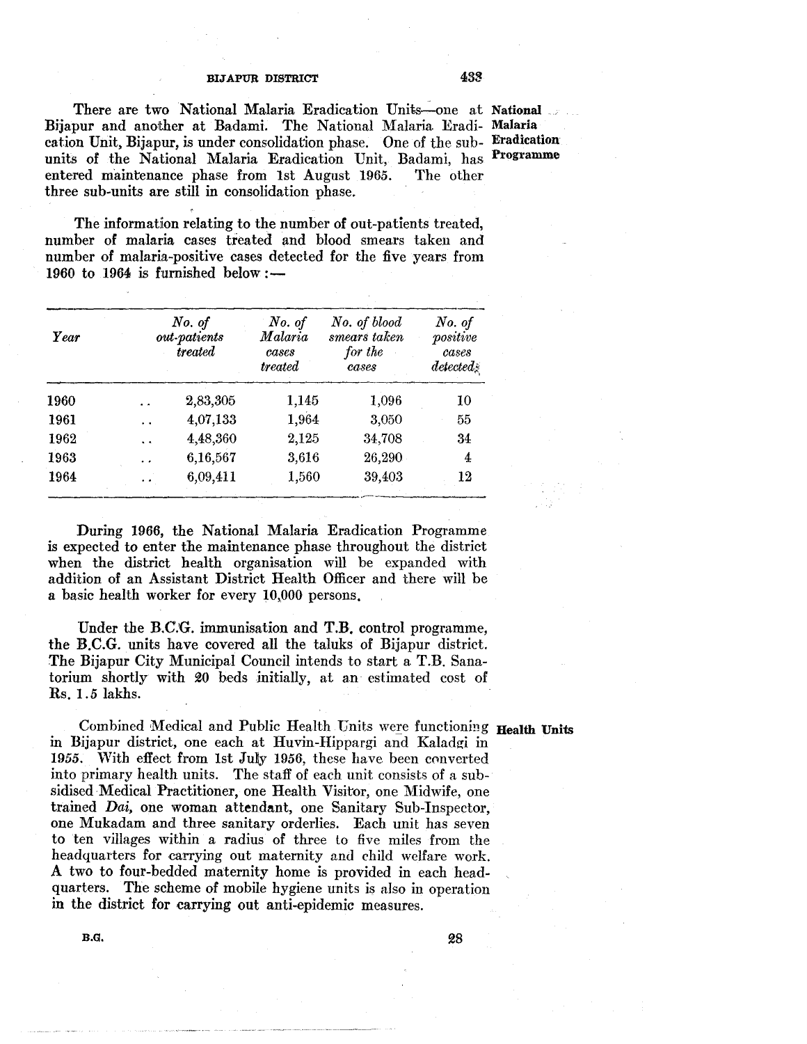There are two National Malaria Eradication Units—one at Bijapur and another at Badami. The National Malaria Eradication Unit, Bijapur, is under consolidation phase. One of the sub-units of the National Malaria Eradication Unit, Badami, has entered maintenance phase from 1st August 1965. The other three sub-units are still in consolidation phase.

**National Malaria Eradication Programme**

The information relating to the number of out-patients treated, number of malaria cases treated and blood smears taken and number of malaria-positive cases detected for the five years from 1960 to 1964 is furnished below:—

| *Year* | *No. of out-patients treated* | *No. of Malaria cases treated* | *No. of blood smears taken for the cases* | *No. of positive cases detected* |
|---|---|---|---|---|
| 1960 .. | 2,83,305 | 1,145 | 1,096 | 10 |
| 1961 .. | 4,07,133 | 1,964 | 3,050 | 55 |
| 1962 .. | 4,48,360 | 2,125 | 34,708 | 34 |
| 1963 .. | 6,16,567 | 3,616 | 26,290 | 4 |
| 1964 .. | 6,09,411 | 1,560 | 39,403 | 12 |

During 1966, the National Malaria Eradication Programme is expected to enter the maintenance phase throughout the district when the district health organisation will be expanded with addition of an Assistant District Health Officer and there will be a basic health worker for every 10,000 persons.

Under the B.C.G. immunisation and T.B. control programme, the B.C.G. units have covered all the taluks of Bijapur district. The Bijapur City Municipal Council intends to start a T.B. Sanatorium shortly with 20 beds initially, at an estimated cost of Rs. 1.5 lakhs.

**Health Units**

Combined Medical and Public Health Units were functioning in Bijapur district, one each at Huvin-Hippargi and Kaladgi in 1955. With effect from 1st July 1956, these have been converted into primary health units. The staff of each unit consists of a subsidised Medical Practitioner, one Health Visitor, one Midwife, one trained *Dai*, one woman attendant, one Sanitary Sub-Inspector, one Mukadam and three sanitary orderlies. Each unit has seven to ten villages within a radius of three to five miles from the headquarters for carrying out maternity and child welfare work. A two to four-bedded maternity home is provided in each headquarters. The scheme of mobile hygiene units is also in operation in the district for carrying out anti-epidemic measures.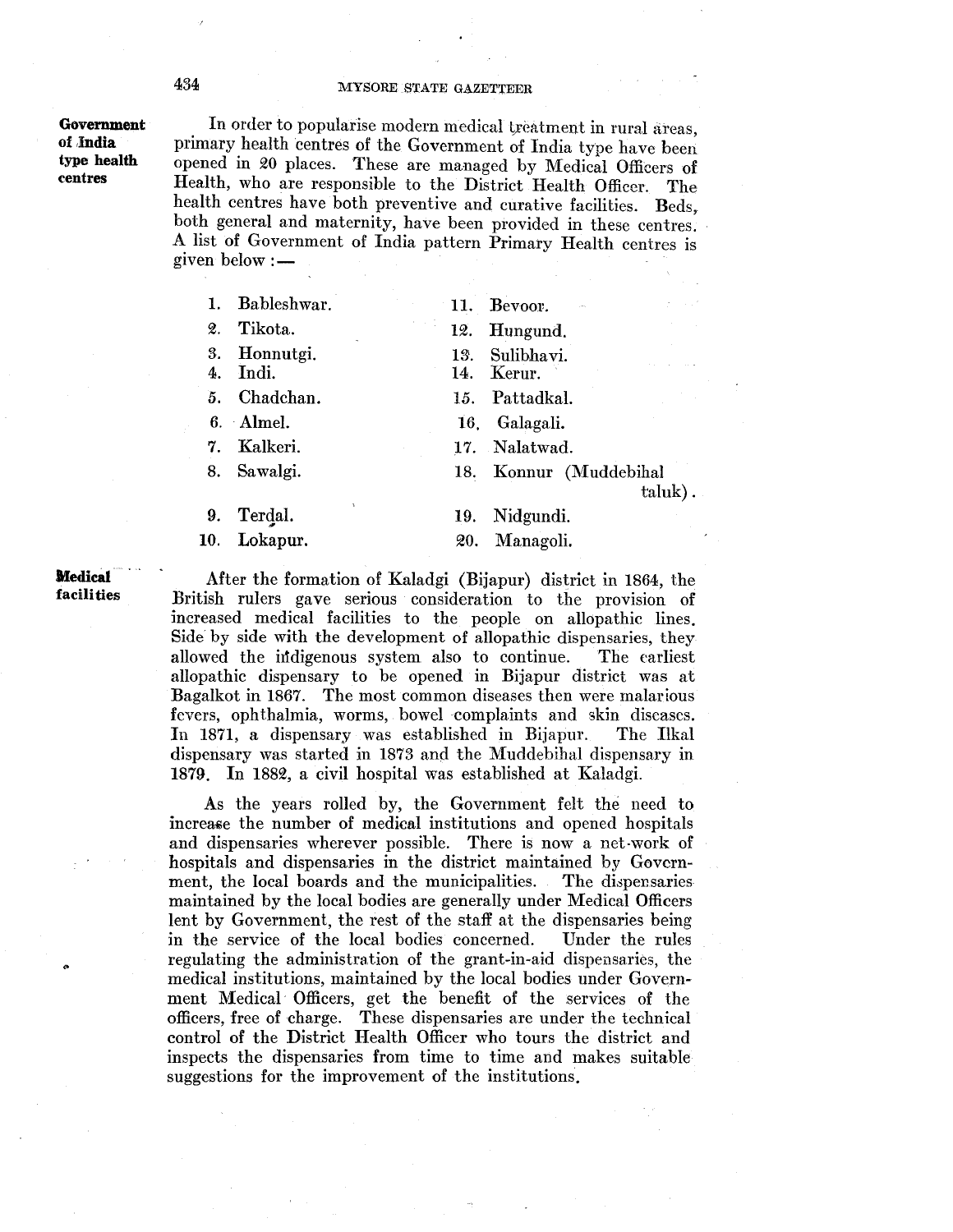### Government of India type health centres

In order to popularise modern medical treatment in rural areas, primary health centres of the Government of India type have been opened in 20 places. These are managed by Medical Officers of Health, who are responsible to the District Health Officer. The health centres have both preventive and curative facilities. Beds, both general and maternity, have been provided in these centres. A list of Government of India pattern Primary Health centres is given below :—

1. Bableshwar.
2. Tikota.
3. Honnutgi.
4. Indi.
5. Chadchan.
6. Almel.
7. Kalkeri.
8. Sawalgi.
9. Terdal.
10. Lokapur.
11. Bevoor.
12. Hungund.
13. Sulibhavi.
14. Kerur.
15. Pattadkal.
16. Galagali.
17. Nalatwad.
18. Konnur (Muddebihal taluk).
19. Nidgundi.
20. Managoli.

### Medical facilities

After the formation of Kaladgi (Bijapur) district in 1864, the British rulers gave serious consideration to the provision of increased medical facilities to the people on allopathic lines. Side by side with the development of allopathic dispensaries, they allowed the indigenous system also to continue. The earliest allopathic dispensary to be opened in Bijapur district was at Bagalkot in 1867. The most common diseases then were malarious fevers, ophthalmia, worms, bowel complaints and skin diseases. In 1871, a dispensary was established in Bijapur. The Ilkal dispensary was started in 1873 and the Muddebihal dispensary in 1879. In 1882, a civil hospital was established at Kaladgi.

As the years rolled by, the Government felt the need to increase the number of medical institutions and opened hospitals and dispensaries wherever possible. There is now a net-work of hospitals and dispensaries in the district maintained by Government, the local boards and the municipalities. The dispensaries maintained by the local bodies are generally under Medical Officers lent by Government, the rest of the staff at the dispensaries being in the service of the local bodies concerned. Under the rules regulating the administration of the grant-in-aid dispensaries, the medical institutions, maintained by the local bodies under Government Medical Officers, get the benefit of the services of the officers, free of charge. These dispensaries are under the technical control of the District Health Officer who tours the district and inspects the dispensaries from time to time and makes suitable suggestions for the improvement of the institutions.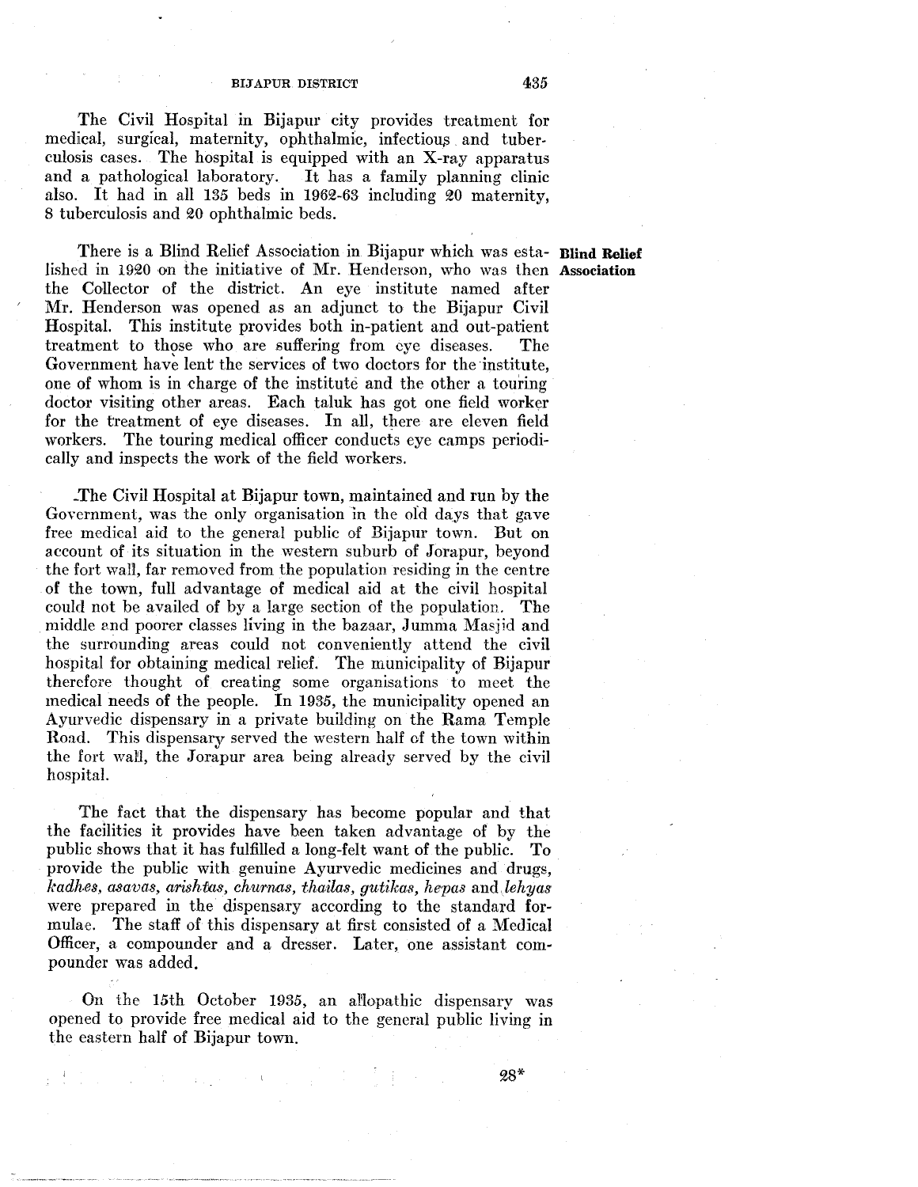The Civil Hospital in Bijapur city provides treatment for medical, surgical, maternity, ophthalmic, infectious and tuberculosis cases. The hospital is equipped with an X-ray apparatus and a pathological laboratory. It has a family planning clinic also. It had in all 135 beds in 1962-63 including 20 maternity, 8 tuberculosis and 20 ophthalmic beds.

**Blind Relief Association**

There is a Blind Relief Association in Bijapur which was established in 1920 on the initiative of Mr. Henderson, who was then the Collector of the district. An eye institute named after Mr. Henderson was opened as an adjunct to the Bijapur Civil Hospital. This institute provides both in-patient and out-patient treatment to those who are suffering from eye diseases. The Government have lent the services of two doctors for the institute, one of whom is in charge of the institute and the other a touring doctor visiting other areas. Each taluk has got one field worker for the treatment of eye diseases. In all, there are eleven field workers. The touring medical officer conducts eye camps periodically and inspects the work of the field workers.

The Civil Hospital at Bijapur town, maintained and run by the Government, was the only organisation in the old days that gave free medical aid to the general public of Bijapur town. But on account of its situation in the western suburb of Jorapur, beyond the fort wall, far removed from the population residing in the centre of the town, full advantage of medical aid at the civil hospital could not be availed of by a large section of the population. The middle and poorer classes living in the bazaar, Jumma Masjid and the surrounding areas could not conveniently attend the civil hospital for obtaining medical relief. The municipality of Bijapur therefore thought of creating some organisations to meet the medical needs of the people. In 1935, the municipality opened an Ayurvedic dispensary in a private building on the Rama Temple Road. This dispensary served the western half of the town within the fort wall, the Jorapur area being already served by the civil hospital.

The fact that the dispensary has become popular and that the facilities it provides have been taken advantage of by the public shows that it has fulfilled a long-felt want of the public. To provide the public with genuine Ayurvedic medicines and drugs, *kadhes, asavas, arishtas, churnas, thailas, gutikas, hepas* and *lehyas* were prepared in the dispensary according to the standard formulae. The staff of this dispensary at first consisted of a Medical Officer, a compounder and a dresser. Later, one assistant compounder was added.

On the 15th October 1935, an allopathic dispensary was opened to provide free medical aid to the general public living in the eastern half of Bijapur town.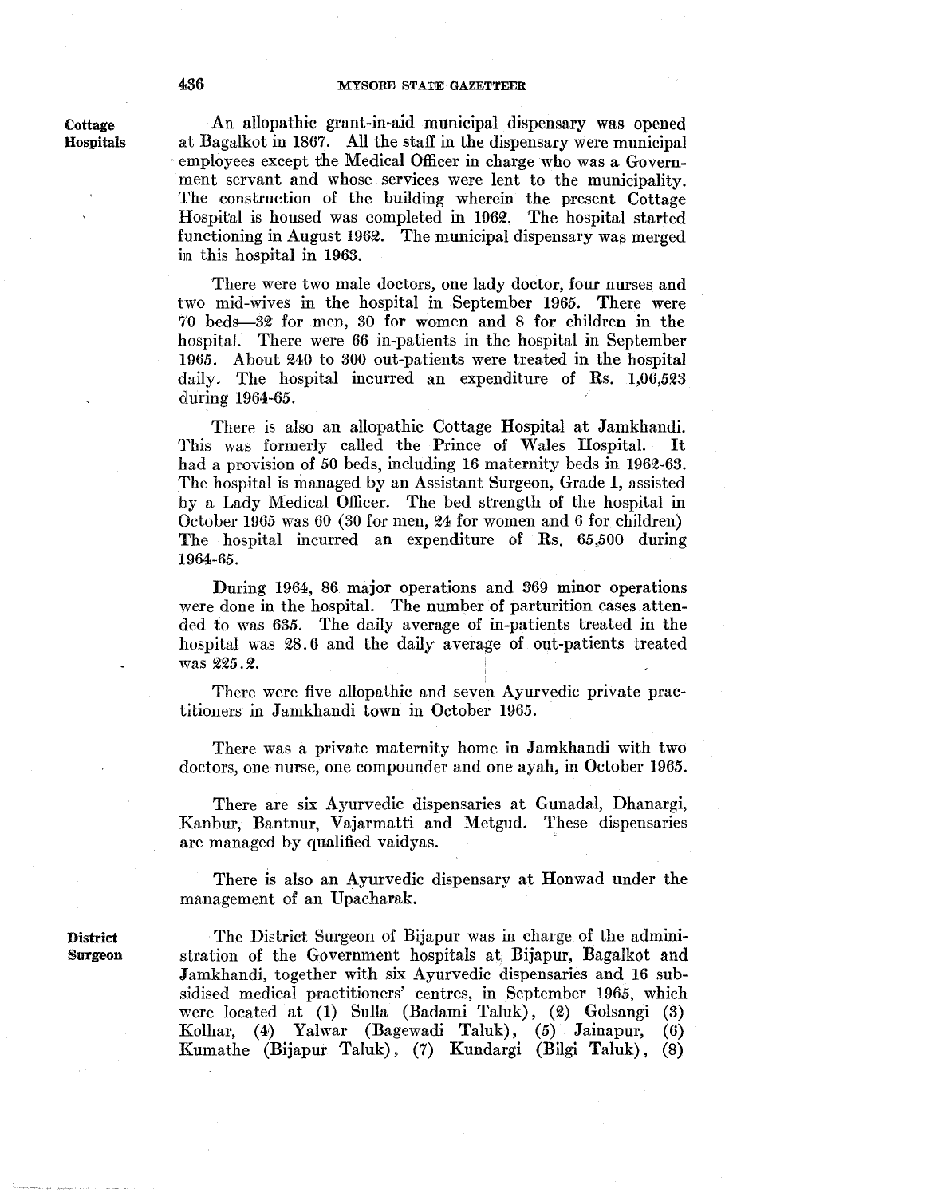**Cottage Hospitals**

An allopathic grant-in-aid municipal dispensary was opened at Bagalkot in 1867. All the staff in the dispensary were municipal employees except the Medical Officer in charge who was a Government servant and whose services were lent to the municipality. The construction of the building wherein the present Cottage Hospital is housed was completed in 1962. The hospital started functioning in August 1962. The municipal dispensary was merged in this hospital in 1963.

There were two male doctors, one lady doctor, four nurses and two mid-wives in the hospital in September 1965. There were 70 beds—32 for men, 30 for women and 8 for children in the hospital. There were 66 in-patients in the hospital in September 1965. About 240 to 300 out-patients were treated in the hospital daily. The hospital incurred an expenditure of Rs. 1,06,523 during 1964-65.

There is also an allopathic Cottage Hospital at Jamkhandi. This was formerly called the Prince of Wales Hospital. It had a provision of 50 beds, including 16 maternity beds in 1962-63. The hospital is managed by an Assistant Surgeon, Grade I, assisted by a Lady Medical Officer. The bed strength of the hospital in October 1965 was 60 (30 for men, 24 for women and 6 for children) The hospital incurred an expenditure of Rs. 65,500 during 1964-65.

During 1964, 86 major operations and 369 minor operations were done in the hospital. The number of parturition cases attended to was 635. The daily average of in-patients treated in the hospital was 28.6 and the daily average of out-patients treated was 225.2.

There were five allopathic and seven Ayurvedic private practitioners in Jamkhandi town in October 1965.

There was a private maternity home in Jamkhandi with two doctors, one nurse, one compounder and one ayah, in October 1965.

There are six Ayurvedic dispensaries at Gunadal, Dhanargi, Kanbur, Bantnur, Vajarmatti and Metgud. These dispensaries are managed by qualified vaidyas.

There is also an Ayurvedic dispensary at Honwad under the management of an Upacharak.

**District Surgeon**

The District Surgeon of Bijapur was in charge of the administration of the Government hospitals at Bijapur, Bagalkot and Jamkhandi, together with six Ayurvedic dispensaries and 16 subsidised medical practitioners' centres, in September 1965, which were located at (1) Sulla (Badami Taluk), (2) Golsangi (3) Kolhar, (4) Yalwar (Bagewadi Taluk), (5) Jainapur, (6) Kumathe (Bijapur Taluk), (7) Kundargi (Bilgi Taluk), (8)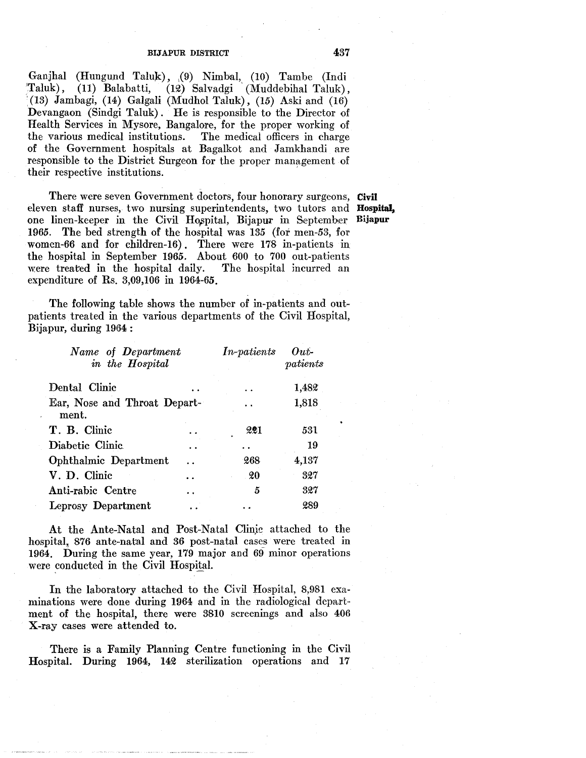Ganjhal (Hungund Taluk), (9) Nimbal, (10) Tambe (Indi Taluk), (11) Balabatti, (12) Salvadgi (Muddebihal Taluk), (13) Jambagi, (14) Galgali (Mudhol Taluk), (15) Aski and (16) Devangaon (Sindgi Taluk). He is responsible to the Director of Health Services in Mysore, Bangalore, for the proper working of the various medical institutions. The medical officers in charge of the Government hospitals at Bagalkot and Jamkhandi are responsible to the District Surgeon for the proper management of their respective institutions.

**Civil Hospital, Bijapur**

There were seven Government doctors, four honorary surgeons, eleven staff nurses, two nursing superintendents, two tutors and one linen-keeper in the Civil Hospital, Bijapur in September 1965. The bed strength of the hospital was 135 (for men-53, for women-66 and for children-16). There were 178 in-patients in the hospital in September 1965. About 600 to 700 out-patients were treated in the hospital daily. The hospital incurred an expenditure of Rs. 3,09,106 in 1964-65.

The following table shows the number of in-patients and out-patients treated in the various departments of the Civil Hospital, Bijapur, during 1964:

| *Name of Department in the Hospital* | *In-patients* | *Out-patients* |
|---|---|---|
| Dental Clinic | .. | 1,482 |
| Ear, Nose and Throat Department. | .. | 1,818 |
| T. B. Clinic | 221 | 531 |
| Diabetic Clinic | .. | 19 |
| Ophthalmic Department | 268 | 4,137 |
| V. D. Clinic | 20 | 327 |
| Anti-rabic Centre | 5 | 327 |
| Leprosy Department | .. | 289 |

At the Ante-Natal and Post-Natal Clinic attached to the hospital, 876 ante-natal and 36 post-natal cases were treated in 1964. During the same year, 179 major and 69 minor operations were conducted in the Civil Hospital.

In the laboratory attached to the Civil Hospital, 8,981 examinations were done during 1964 and in the radiological department of the hospital, there were 3810 screenings and also 406 X-ray cases were attended to.

There is a Family Planning Centre functioning in the Civil Hospital. During 1964, 142 sterilization operations and 17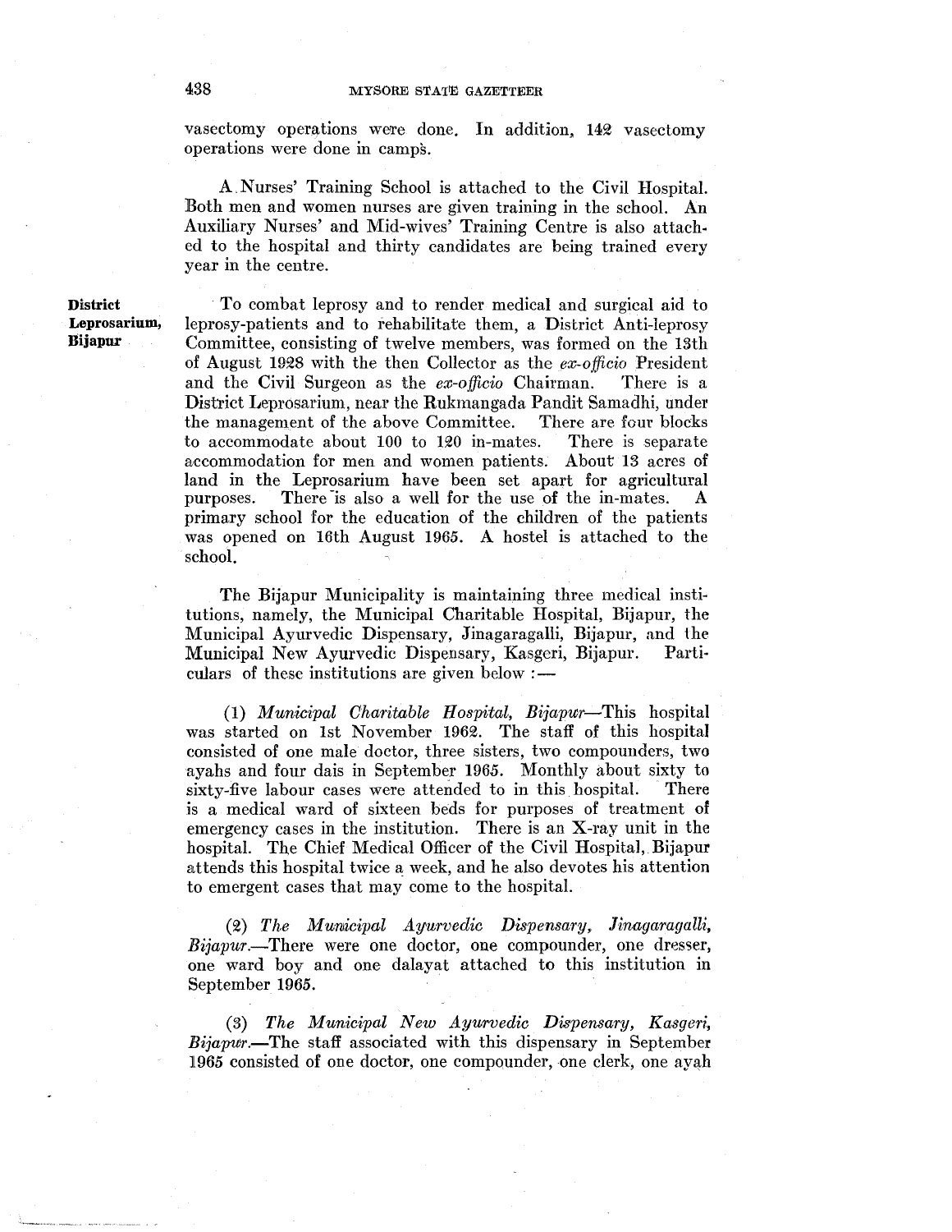vasectomy operations were done. In addition, 142 vasectomy operations were done in camps.

A Nurses' Training School is attached to the Civil Hospital. Both men and women nurses are given training in the school. An Auxiliary Nurses' and Mid-wives' Training Centre is also attached to the hospital and thirty candidates are being trained every year in the centre.

**District Leprosarium, Bijapur**

To combat leprosy and to render medical and surgical aid to leprosy-patients and to rehabilitate them, a District Anti-leprosy Committee, consisting of twelve members, was formed on the 13th of August 1928 with the then Collector as the *ex-officio* President and the Civil Surgeon as the *ex-officio* Chairman. There is a District Leprosarium, near the Rukmangada Pandit Samadhi, under the management of the above Committee. There are four blocks to accommodate about 100 to 120 in-mates. There is separate accommodation for men and women patients. About 13 acres of land in the Leprosarium have been set apart for agricultural purposes. There is also a well for the use of the in-mates. A primary school for the education of the children of the patients was opened on 16th August 1965. A hostel is attached to the school.

The Bijapur Municipality is maintaining three medical institutions, namely, the Municipal Charitable Hospital, Bijapur, the Municipal Ayurvedic Dispensary, Jinagaragalli, Bijapur, and the Municipal New Ayurvedic Dispensary, Kasgeri, Bijapur. Particulars of these institutions are given below :—

(1) *Municipal Charitable Hospital, Bijapur*—This hospital was started on 1st November 1962. The staff of this hospital consisted of one male doctor, three sisters, two compounders, two ayahs and four dais in September 1965. Monthly about sixty to sixty-five labour cases were attended to in this hospital. There is a medical ward of sixteen beds for purposes of treatment of emergency cases in the institution. There is an X-ray unit in the hospital. The Chief Medical Officer of the Civil Hospital, Bijapur attends this hospital twice a week, and he also devotes his attention to emergent cases that may come to the hospital.

(2) *The Municipal Ayurvedic Dispensary, Jinagaragalli, Bijapur.*—There were one doctor, one compounder, one dresser, one ward boy and one dalayat attached to this institution in September 1965.

(3) *The Municipal New Ayurvedic Dispensary, Kasgeri, Bijapur.*—The staff associated with this dispensary in September 1965 consisted of one doctor, one compounder, one clerk, one ayah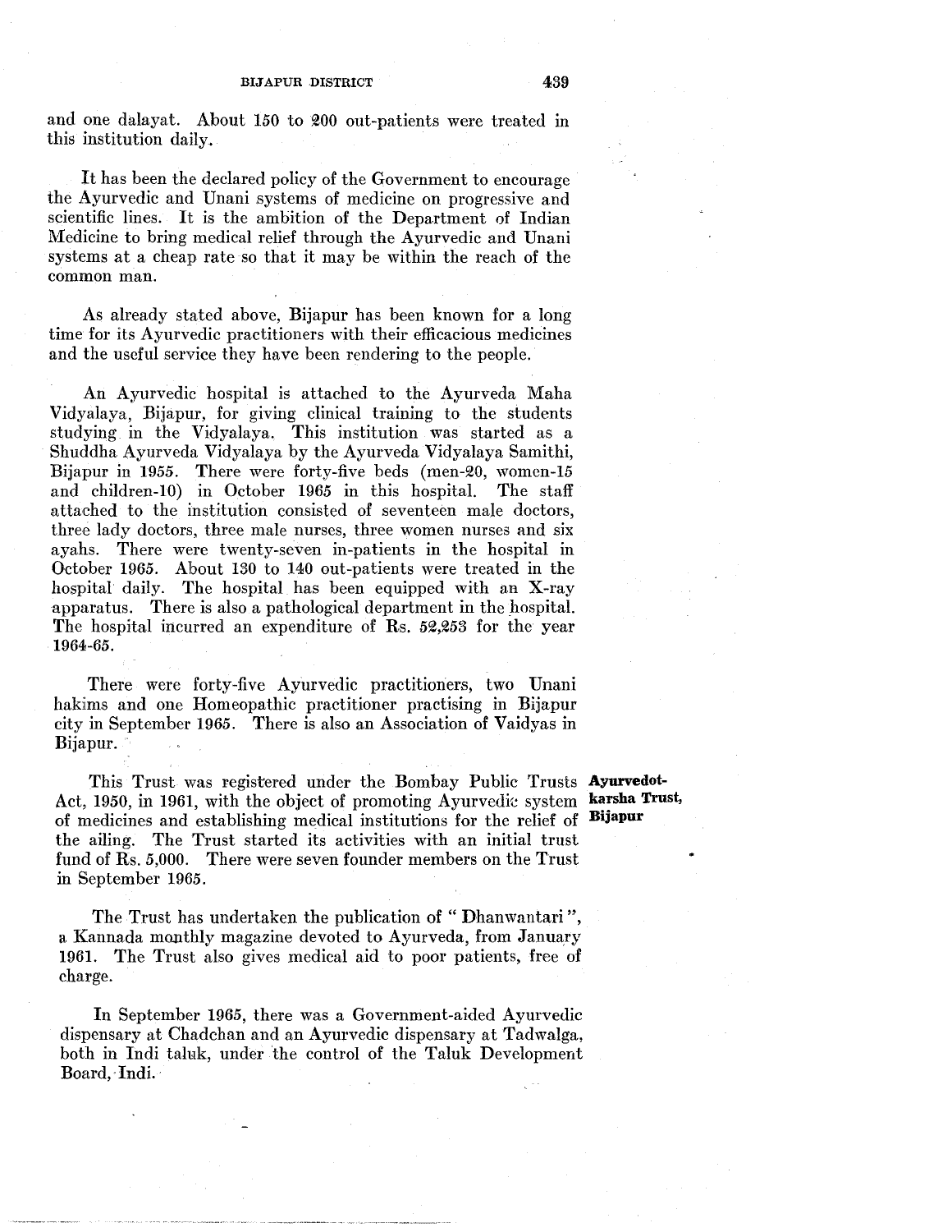and one dalayat. About 150 to 200 out-patients were treated in this institution daily.

It has been the declared policy of the Government to encourage the Ayurvedic and Unani systems of medicine on progressive and scientific lines. It is the ambition of the Department of Indian Medicine to bring medical relief through the Ayurvedic and Unani systems at a cheap rate so that it may be within the reach of the common man.

As already stated above, Bijapur has been known for a long time for its Ayurvedic practitioners with their efficacious medicines and the useful service they have been rendering to the people.

An Ayurvedic hospital is attached to the Ayurveda Maha Vidyalaya, Bijapur, for giving clinical training to the students studying in the Vidyalaya. This institution was started as a Shuddha Ayurveda Vidyalaya by the Ayurveda Vidyalaya Samithi, Bijapur in 1955. There were forty-five beds (men-20, women-15 and children-10) in October 1965 in this hospital. The staff attached to the institution consisted of seventeen male doctors, three lady doctors, three male nurses, three women nurses and six ayahs. There were twenty-seven in-patients in the hospital in October 1965. About 130 to 140 out-patients were treated in the hospital daily. The hospital has been equipped with an X-ray apparatus. There is also a pathological department in the hospital. The hospital incurred an expenditure of Rs. 52,253 for the year 1964-65.

There were forty-five Ayurvedic practitioners, two Unani hakims and one Homeopathic practitioner practising in Bijapur city in September 1965. There is also an Association of Vaidyas in Bijapur.

**Ayurvedotkarsha Trust, Bijapur**

This Trust was registered under the Bombay Public Trusts Act, 1950, in 1961, with the object of promoting Ayurvedic system of medicines and establishing medical institutions for the relief of the ailing. The Trust started its activities with an initial trust fund of Rs. 5,000. There were seven founder members on the Trust in September 1965.

The Trust has undertaken the publication of " Dhanwantari ", a Kannada monthly magazine devoted to Ayurveda, from January 1961. The Trust also gives medical aid to poor patients, free of charge.

In September 1965, there was a Government-aided Ayurvedic dispensary at Chadchan and an Ayurvedic dispensary at Tadwalga, both in Indi taluk, under the control of the Taluk Development Board, Indi.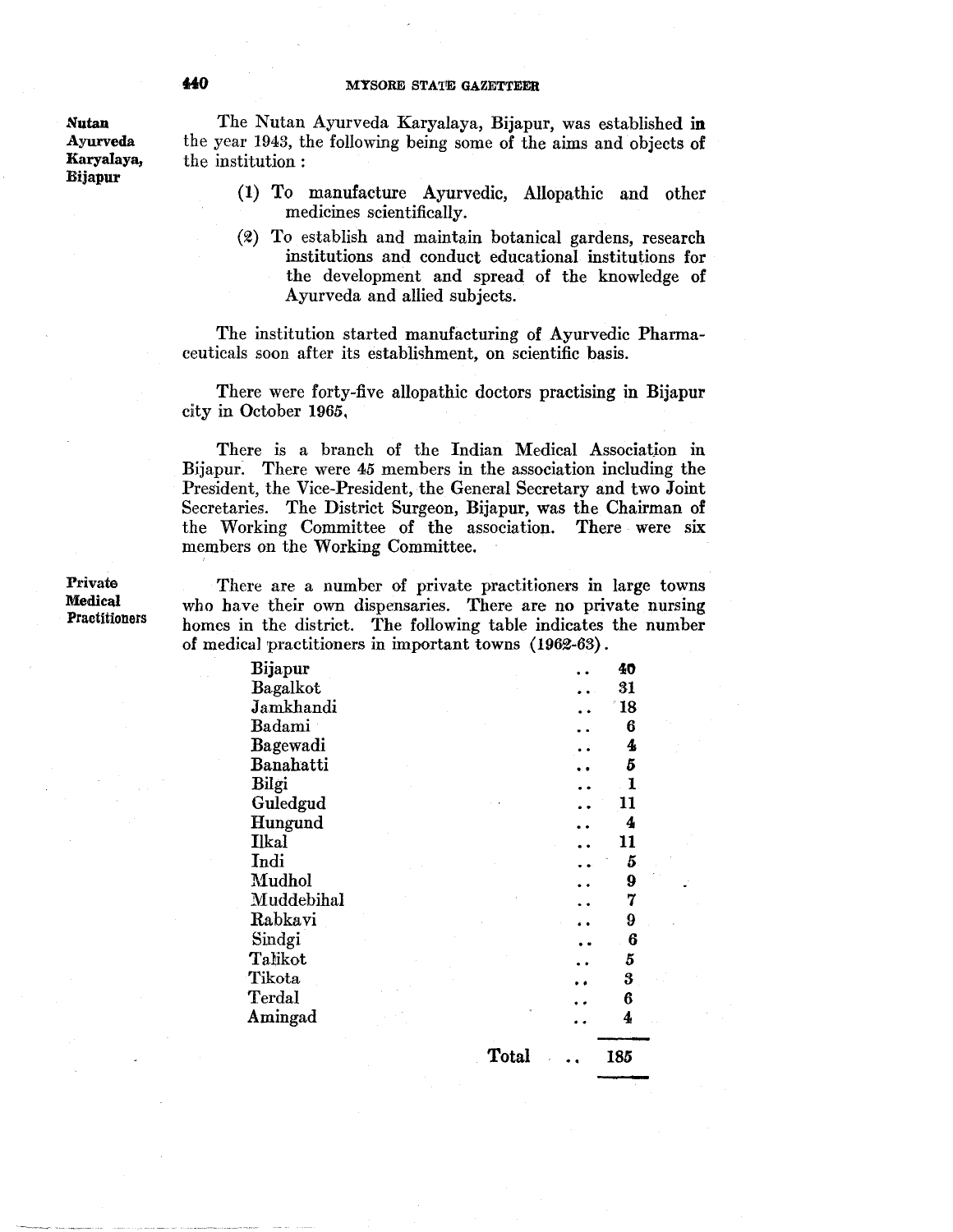**Nutan Ayurveda Karyalaya, Bijapur**

The Nutan Ayurveda Karyalaya, Bijapur, was established in the year 1943, the following being some of the aims and objects of the institution :

(1) To manufacture Ayurvedic, Allopathic and other medicines scientifically.

(2) To establish and maintain botanical gardens, research institutions and conduct educational institutions for the development and spread of the knowledge of Ayurveda and allied subjects.

The institution started manufacturing of Ayurvedic Pharmaceuticals soon after its establishment, on scientific basis.

There were forty-five allopathic doctors practising in Bijapur city in October 1965.

There is a branch of the Indian Medical Association in Bijapur. There were 45 members in the association including the President, the Vice-President, the General Secretary and two Joint Secretaries. The District Surgeon, Bijapur, was the Chairman of the Working Committee of the association. There were six members on the Working Committee.

**Private Medical Practitioners**

There are a number of private practitioners in large towns who have their own dispensaries. There are no private nursing homes in the district. The following table indicates the number of medical practitioners in important towns (1962-63).

| Town | Number |
|---|---|
| Bijapur | 40 |
| Bagalkot | 31 |
| Jamkhandi | 18 |
| Badami | 6 |
| Bagewadi | 4 |
| Banahatti | 5 |
| Bilgi | 1 |
| Guledgud | 11 |
| Hungund | 4 |
| Ilkal | 11 |
| Indi | 5 |
| Mudhol | 9 |
| Muddebihal | 7 |
| Rabkavi | 9 |
| Sindgi | 6 |
| Talikot | 5 |
| Tikota | 3 |
| Terdal | 6 |
| Amingad | 4 |
| Total | 185 |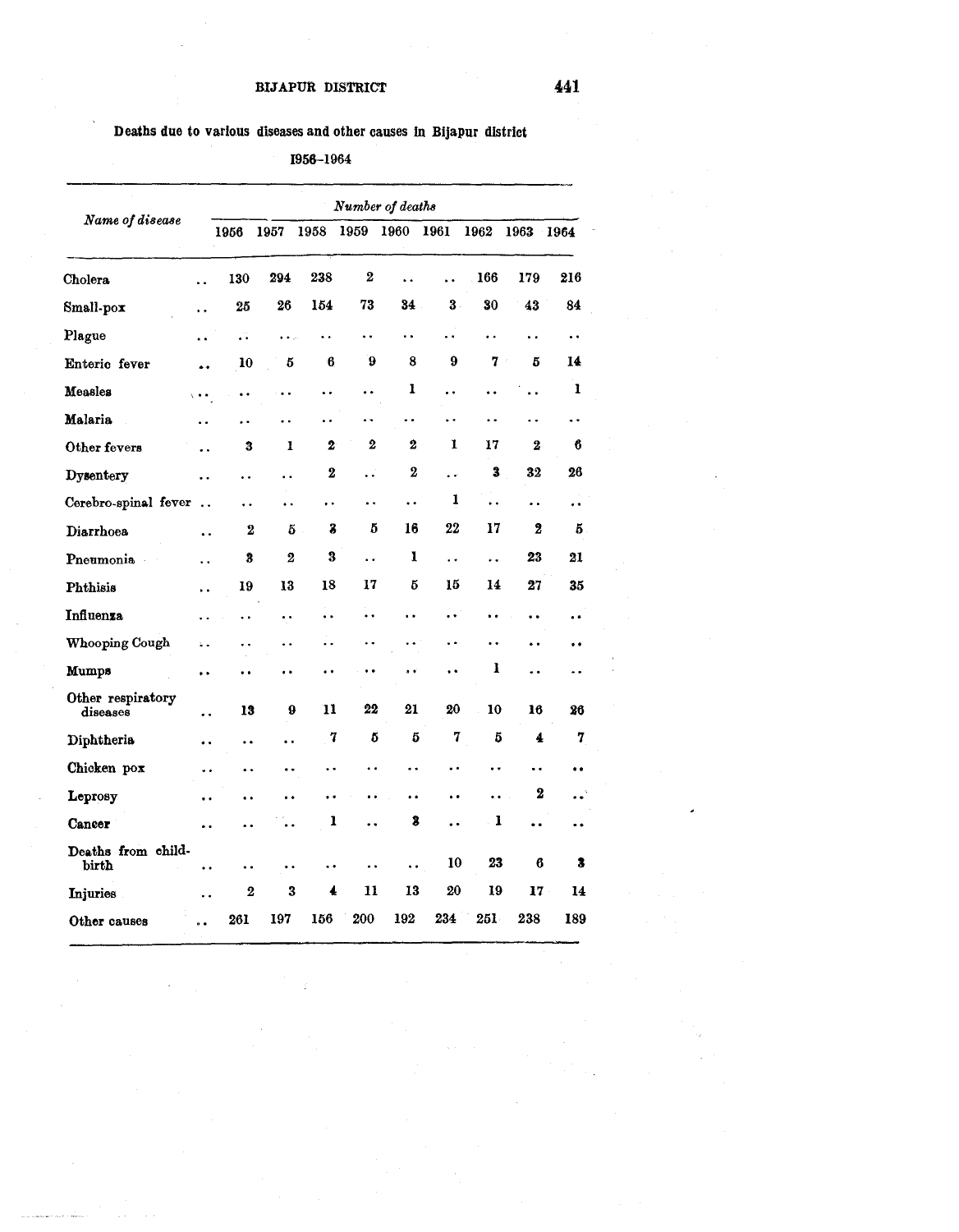Deaths due to various diseases and other causes in Bijapur district

1956-1964

| Name of disease | Number of deaths | | | | | | | | |
|---|---|---|---|---|---|---|---|---|---|
| | 1956 | 1957 | 1958 | 1959 | 1960 | 1961 | 1962 | 1963 | 1964 |
| Cholera .. | 130 | 294 | 238 | 2 | .. | .. | 166 | 179 | 216 |
| Small-pox .. | 25 | 26 | 154 | 73 | 34 | 3 | 30 | 43 | 84 |
| Plague .. | .. | .. | .. | .. | .. | .. | .. | .. | .. |
| Enteric fever .. | 10 | 5 | 6 | 9 | 8 | 9 | 7 | 5 | 14 |
| Measles .. | .. | .. | .. | .. | 1 | .. | .. | .. | 1 |
| Malaria .. | .. | .. | .. | .. | .. | .. | .. | .. | .. |
| Other fevers .. | 3 | 1 | 2 | 2 | 2 | 1 | 17 | 2 | 6 |
| Dysentery .. | .. | .. | 2 | .. | 2 | .. | 3 | 32 | 26 |
| Cerebro-spinal fever .. | .. | .. | .. | .. | .. | 1 | .. | .. | .. |
| Diarrhoea .. | 2 | 5 | 3 | 5 | 16 | 22 | 17 | 2 | 5 |
| Pneumonia .. | 3 | 2 | 3 | .. | 1 | .. | .. | 23 | 21 |
| Phthisis .. | 19 | 13 | 18 | 17 | 5 | 15 | 14 | 27 | 35 |
| Influenza .. | .. | .. | .. | .. | .. | .. | .. | .. | .. |
| Whooping Cough .. | .. | .. | .. | .. | .. | .. | .. | .. | .. |
| Mumps .. | .. | .. | .. | .. | .. | .. | 1 | .. | .. |
| Other respiratory diseases .. | 13 | 9 | 11 | 22 | 21 | 20 | 10 | 16 | 26 |
| Diphtheria .. | .. | .. | 7 | 5 | 5 | 7 | 5 | 4 | 7 |
| Chicken pox .. | .. | .. | .. | .. | .. | .. | .. | .. | .. |
| Leprosy .. | .. | .. | .. | .. | .. | .. | .. | 2 | .. |
| Cancer .. | .. | .. | 1 | .. | 3 | .. | 1 | .. | .. |
| Deaths from child-birth .. | .. | .. | .. | .. | .. | 10 | 23 | 6 | 3 |
| Injuries .. | 2 | 3 | 4 | 11 | 13 | 20 | 19 | 17 | 14 |
| Other causes .. | 261 | 197 | 156 | 200 | 192 | 234 | 251 | 238 | 189 |